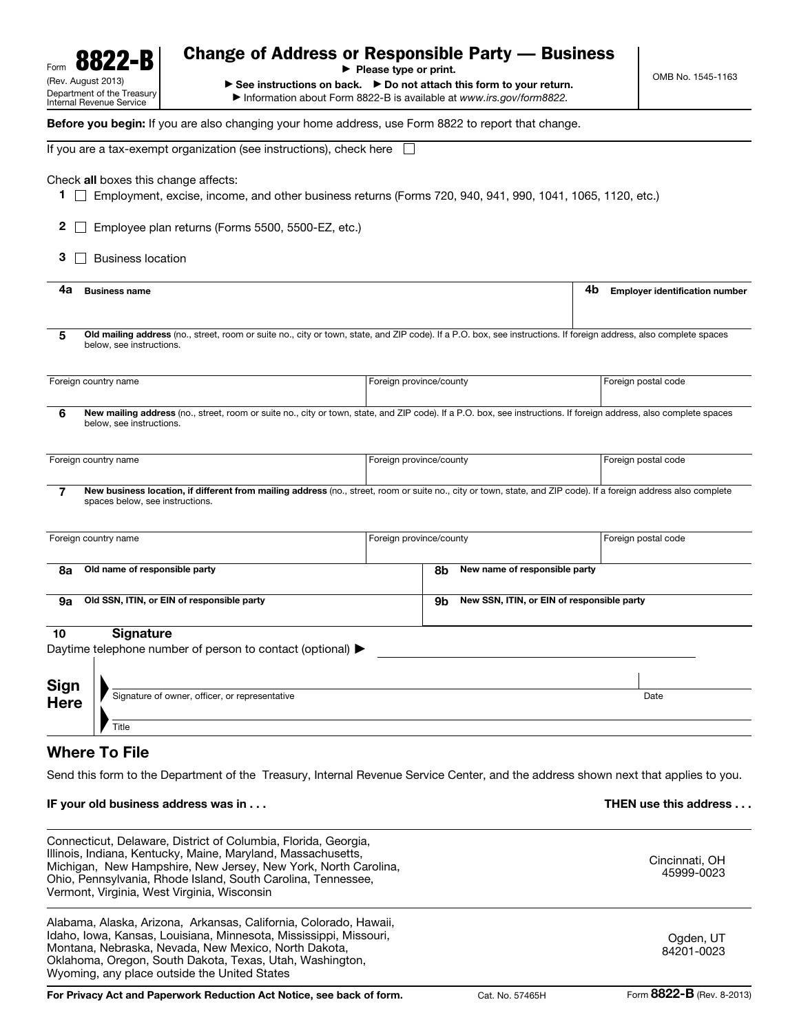Form **8822-B**
(Rev. August 2013)
Department of the Treasury
Internal Revenue Service

# Change of Address or Responsible Party — Business

► Please type or print.
► See instructions on back. ► Do not attach this form to your return.
► Information about Form 8822-B is available at *www.irs.gov/form8822.*

OMB No. 1545-1163

**Before you begin:** If you are also changing your home address, use Form 8822 to report that change.

If you are a tax-exempt organization (see instructions), check here ☐

Check **all** boxes this change affects:

**1** ☐ Employment, excise, income, and other business returns (Forms 720, 940, 941, 990, 1041, 1065, 1120, etc.)

**2** ☐ Employee plan returns (Forms 5500, 5500-EZ, etc.)

**3** ☐ Business location

| **4a** Business name | **4b** Employer identification number |
|---|---|
| | |

**5** **Old mailing address** (no., street, room or suite no., city or town, state, and ZIP code). If a P.O. box, see instructions. If foreign address, also complete spaces below, see instructions.

| Foreign country name | Foreign province/county | Foreign postal code |
|---|---|---|
| | | |

**6** **New mailing address** (no., street, room or suite no., city or town, state, and ZIP code). If a P.O. box, see instructions. If foreign address, also complete spaces below, see instructions.

| Foreign country name | Foreign province/county | Foreign postal code |
|---|---|---|
| | | |

**7** **New business location, if different from mailing address** (no., street, room or suite no., city or town, state, and ZIP code). If a foreign address also complete spaces below, see instructions.

| Foreign country name | Foreign province/county | Foreign postal code |
|---|---|---|
| | | |

| **8a** Old name of responsible party | **8b** New name of responsible party |
|---|---|
| **9a** Old SSN, ITIN, or EIN of responsible party | **9b** New SSN, ITIN, or EIN of responsible party |

**10** **Signature**

Daytime telephone number of person to contact (optional) ► ____________________

**Sign Here**

Signature of owner, officer, or representative ____________________ Date ________

Title ____________________

## Where To File

Send this form to the Department of the Treasury, Internal Revenue Service Center, and the address shown next that applies to you.

| IF your old business address was in . . . | THEN use this address . . . |
|---|---|
| Connecticut, Delaware, District of Columbia, Florida, Georgia, Illinois, Indiana, Kentucky, Maine, Maryland, Massachusetts, Michigan, New Hampshire, New Jersey, New York, North Carolina, Ohio, Pennsylvania, Rhode Island, South Carolina, Tennessee, Vermont, Virginia, West Virginia, Wisconsin | Cincinnati, OH 45999-0023 |
| Alabama, Alaska, Arizona, Arkansas, California, Colorado, Hawaii, Idaho, Iowa, Kansas, Louisiana, Minnesota, Mississippi, Missouri, Montana, Nebraska, Nevada, New Mexico, North Dakota, Oklahoma, Oregon, South Dakota, Texas, Utah, Washington, Wyoming, any place outside the United States | Ogden, UT 84201-0023 |

**For Privacy Act and Paperwork Reduction Act Notice, see back of form.** Cat. No. 57465H Form **8822-B** (Rev. 8-2013)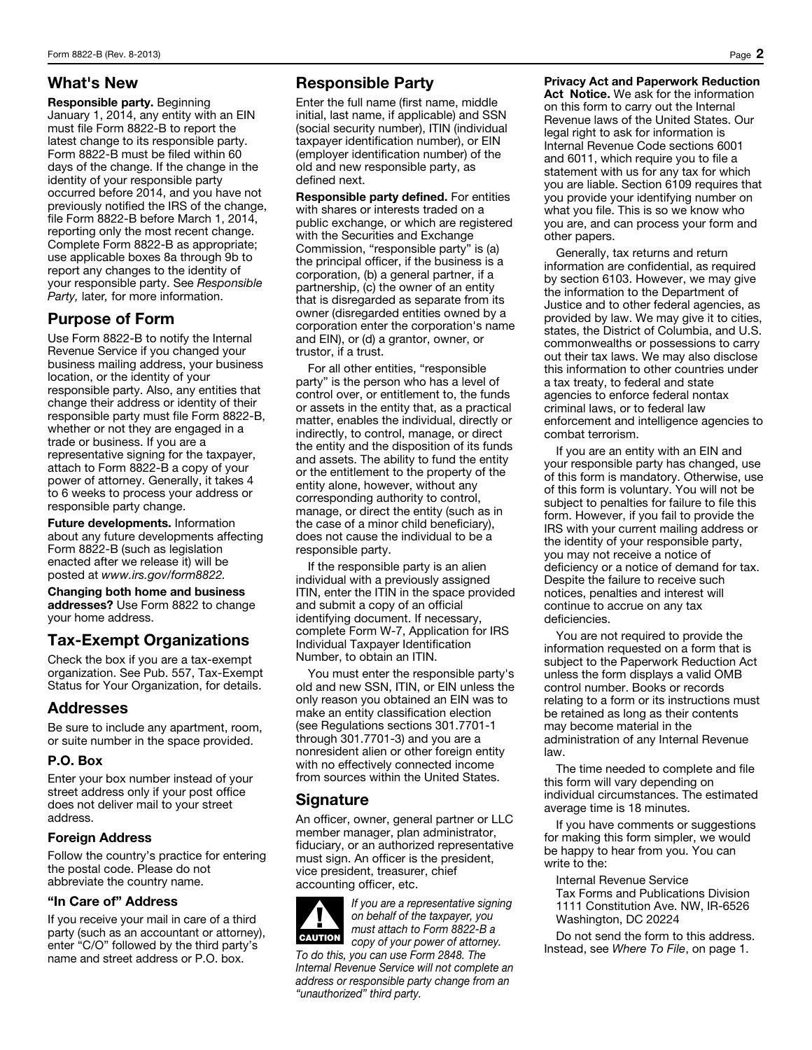## What's New

**Responsible party.** Beginning January 1, 2014, any entity with an EIN must file Form 8822-B to report the latest change to its responsible party. Form 8822-B must be filed within 60 days of the change. If the change in the identity of your responsible party occurred before 2014, and you have not previously notified the IRS of the change, file Form 8822-B before March 1, 2014, reporting only the most recent change. Complete Form 8822-B as appropriate; use applicable boxes 8a through 9b to report any changes to the identity of your responsible party. See *Responsible Party,* later, for more information.

## Purpose of Form

Use Form 8822-B to notify the Internal Revenue Service if you changed your business mailing address, your business location, or the identity of your responsible party. Also, any entities that change their address or identity of their responsible party must file Form 8822-B, whether or not they are engaged in a trade or business. If you are a representative signing for the taxpayer, attach to Form 8822-B a copy of your power of attorney. Generally, it takes 4 to 6 weeks to process your address or responsible party change.

**Future developments.** Information about any future developments affecting Form 8822-B (such as legislation enacted after we release it) will be posted at *www.irs.gov/form8822.*

**Changing both home and business addresses?** Use Form 8822 to change your home address.

## Tax-Exempt Organizations

Check the box if you are a tax-exempt organization. See Pub. 557, Tax-Exempt Status for Your Organization, for details.

## Addresses

Be sure to include any apartment, room, or suite number in the space provided.

### P.O. Box

Enter your box number instead of your street address only if your post office does not deliver mail to your street address.

### Foreign Address

Follow the country's practice for entering the postal code. Please do not abbreviate the country name.

### "In Care of" Address

If you receive your mail in care of a third party (such as an accountant or attorney), enter "C/O" followed by the third party's name and street address or P.O. box.

## Responsible Party

Enter the full name (first name, middle initial, last name, if applicable) and SSN (social security number), ITIN (individual taxpayer identification number), or EIN (employer identification number) of the old and new responsible party, as defined next.

**Responsible party defined.** For entities with shares or interests traded on a public exchange, or which are registered with the Securities and Exchange Commission, "responsible party" is (a) the principal officer, if the business is a corporation, (b) a general partner, if a partnership, (c) the owner of an entity that is disregarded as separate from its owner (disregarded entities owned by a corporation enter the corporation's name and EIN), or (d) a grantor, owner, or trustor, if a trust.

For all other entities, "responsible party" is the person who has a level of control over, or entitlement to, the funds or assets in the entity that, as a practical matter, enables the individual, directly or indirectly, to control, manage, or direct the entity and the disposition of its funds and assets. The ability to fund the entity or the entitlement to the property of the entity alone, however, without any corresponding authority to control, manage, or direct the entity (such as in the case of a minor child beneficiary), does not cause the individual to be a responsible party.

If the responsible party is an alien individual with a previously assigned ITIN, enter the ITIN in the space provided and submit a copy of an official identifying document. If necessary, complete Form W-7, Application for IRS Individual Taxpayer Identification Number, to obtain an ITIN.

You must enter the responsible party's old and new SSN, ITIN, or EIN unless the only reason you obtained an EIN was to make an entity classification election (see Regulations sections 301.7701-1 through 301.7701-3) and you are a nonresident alien or other foreign entity with no effectively connected income from sources within the United States.

## Signature

An officer, owner, general partner or LLC member manager, plan administrator, fiduciary, or an authorized representative must sign. An officer is the president, vice president, treasurer, chief accounting officer, etc.

**CAUTION** *If you are a representative signing on behalf of the taxpayer, you must attach to Form 8822-B a copy of your power of attorney. To do this, you can use Form 2848. The Internal Revenue Service will not complete an address or responsible party change from an "unauthorized" third party.*

**Privacy Act and Paperwork Reduction Act Notice.** We ask for the information on this form to carry out the Internal Revenue laws of the United States. Our legal right to ask for information is Internal Revenue Code sections 6001 and 6011, which require you to file a statement with us for any tax for which you are liable. Section 6109 requires that you provide your identifying number on what you file. This is so we know who you are, and can process your form and other papers.

Generally, tax returns and return information are confidential, as required by section 6103. However, we may give the information to the Department of Justice and to other federal agencies, as provided by law. We may give it to cities, states, the District of Columbia, and U.S. commonwealths or possessions to carry out their tax laws. We may also disclose this information to other countries under a tax treaty, to federal and state agencies to enforce federal nontax criminal laws, or to federal law enforcement and intelligence agencies to combat terrorism.

If you are an entity with an EIN and your responsible party has changed, use of this form is mandatory. Otherwise, use of this form is voluntary. You will not be subject to penalties for failure to file this form. However, if you fail to provide the IRS with your current mailing address or the identity of your responsible party, you may not receive a notice of deficiency or a notice of demand for tax. Despite the failure to receive such notices, penalties and interest will continue to accrue on any tax deficiencies.

You are not required to provide the information requested on a form that is subject to the Paperwork Reduction Act unless the form displays a valid OMB control number. Books or records relating to a form or its instructions must be retained as long as their contents may become material in the administration of any Internal Revenue law.

The time needed to complete and file this form will vary depending on individual circumstances. The estimated average time is 18 minutes.

If you have comments or suggestions for making this form simpler, we would be happy to hear from you. You can write to the:

Internal Revenue Service
Tax Forms and Publications Division
1111 Constitution Ave. NW, IR-6526
Washington, DC 20224

Do not send the form to this address. Instead, see *Where To File*, on page 1.